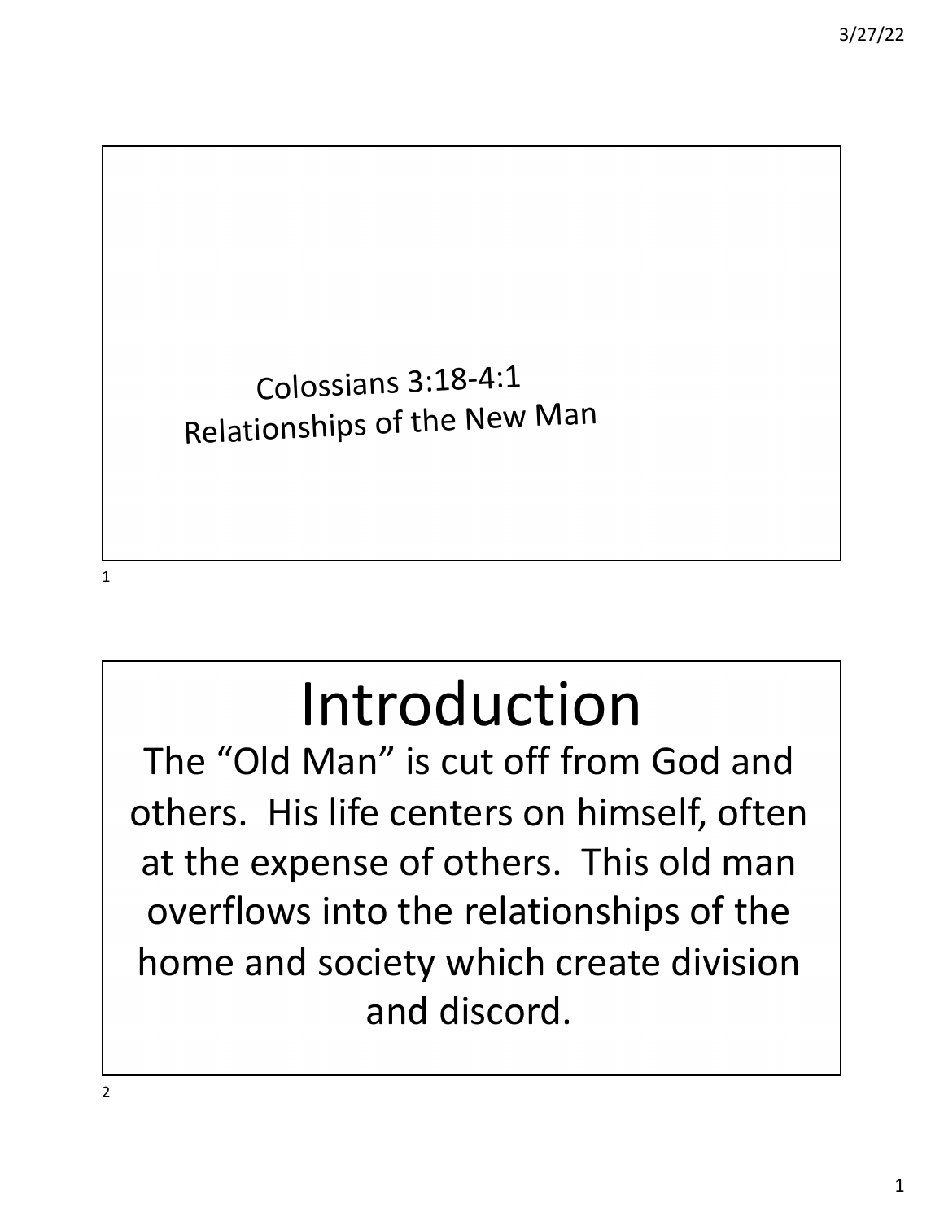# Colossians 3:18-4:1
## Relationships of the New Man

# Introduction

The "Old Man" is cut off from God and others. His life centers on himself, often at the expense of others. This old man overflows into the relationships of the home and society which create division and discord.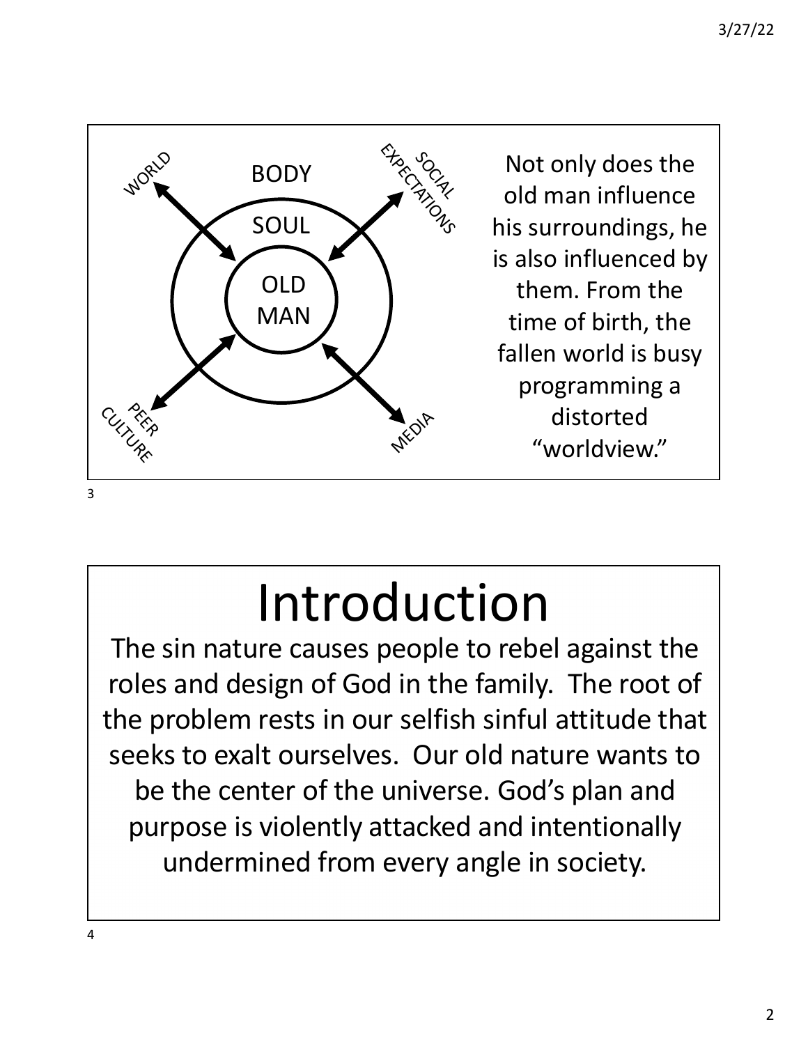BODY

SOUL

OLD MAN

WORLD

SOCIAL EXPECTATIONS

PEER CULTURE

MEDIA

Not only does the old man influence his surroundings, he is also influenced by them. From the time of birth, the fallen world is busy programming a distorted "worldview."

# Introduction

The sin nature causes people to rebel against the roles and design of God in the family. The root of the problem rests in our selfish sinful attitude that seeks to exalt ourselves. Our old nature wants to be the center of the universe. God's plan and purpose is violently attacked and intentionally undermined from every angle in society.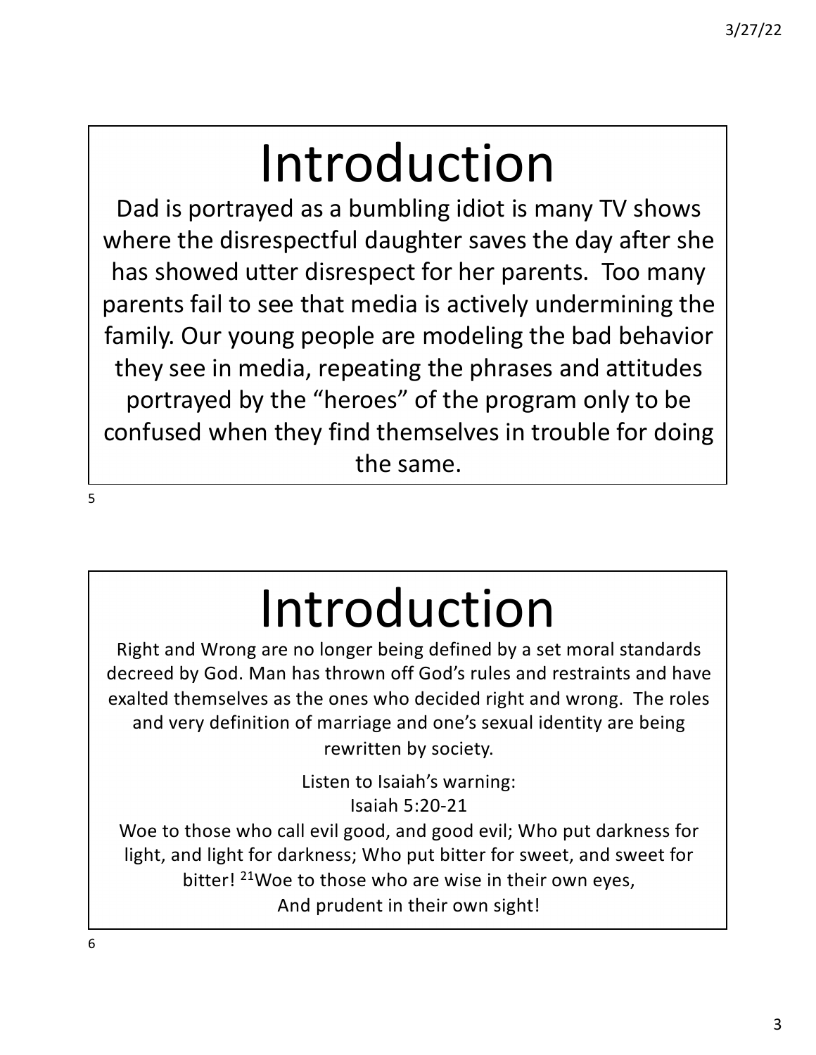# Introduction

Dad is portrayed as a bumbling idiot is many TV shows where the disrespectful daughter saves the day after she has showed utter disrespect for her parents. Too many parents fail to see that media is actively undermining the family. Our young people are modeling the bad behavior they see in media, repeating the phrases and attitudes portrayed by the "heroes" of the program only to be confused when they find themselves in trouble for doing the same.

# Introduction

Right and Wrong are no longer being defined by a set moral standards decreed by God. Man has thrown off God's rules and restraints and have exalted themselves as the ones who decided right and wrong. The roles and very definition of marriage and one's sexual identity are being rewritten by society.

Listen to Isaiah's warning:

Isaiah 5:20-21

Woe to those who call evil good, and good evil; Who put darkness for light, and light for darkness; Who put bitter for sweet, and sweet for bitter! [21]Woe to those who are wise in their own eyes, And prudent in their own sight!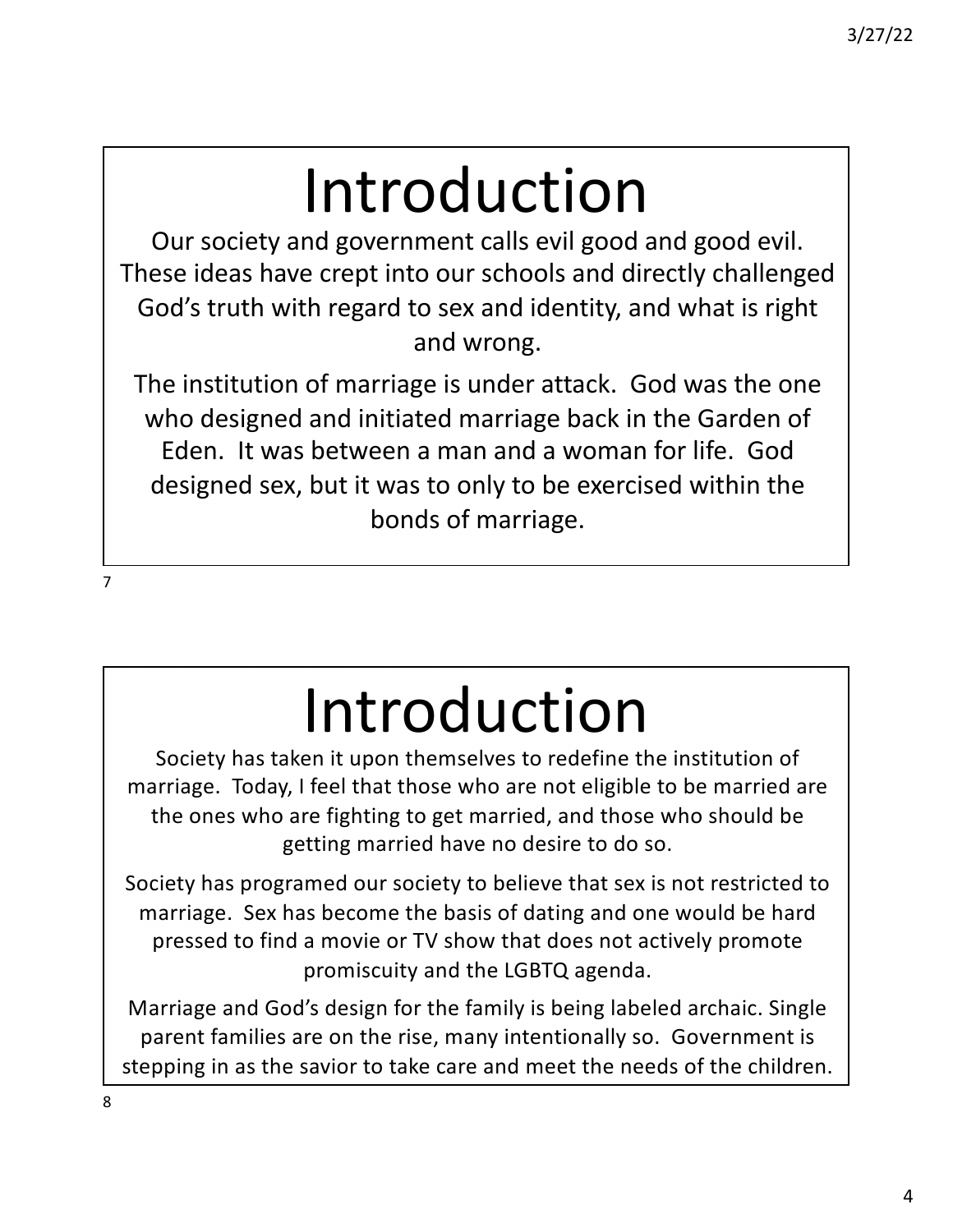# Introduction

Our society and government calls evil good and good evil. These ideas have crept into our schools and directly challenged God's truth with regard to sex and identity, and what is right and wrong.

The institution of marriage is under attack. God was the one who designed and initiated marriage back in the Garden of Eden. It was between a man and a woman for life. God designed sex, but it was to only to be exercised within the bonds of marriage.

# Introduction

Society has taken it upon themselves to redefine the institution of marriage. Today, I feel that those who are not eligible to be married are the ones who are fighting to get married, and those who should be getting married have no desire to do so.

Society has programed our society to believe that sex is not restricted to marriage. Sex has become the basis of dating and one would be hard pressed to find a movie or TV show that does not actively promote promiscuity and the LGBTQ agenda.

Marriage and God's design for the family is being labeled archaic. Single parent families are on the rise, many intentionally so. Government is stepping in as the savior to take care and meet the needs of the children.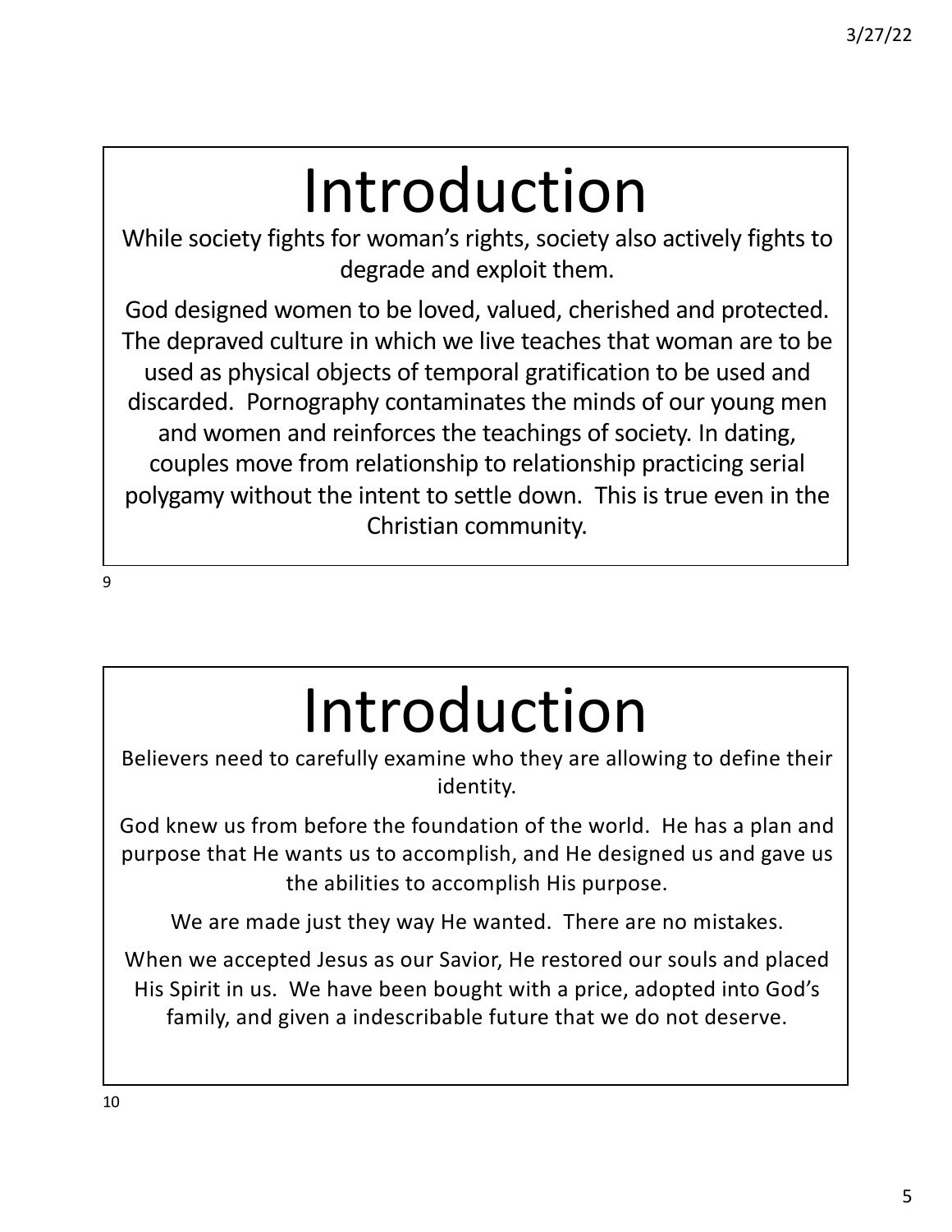# Introduction

While society fights for woman's rights, society also actively fights to degrade and exploit them.

God designed women to be loved, valued, cherished and protected. The depraved culture in which we live teaches that woman are to be used as physical objects of temporal gratification to be used and discarded. Pornography contaminates the minds of our young men and women and reinforces the teachings of society. In dating, couples move from relationship to relationship practicing serial polygamy without the intent to settle down. This is true even in the Christian community.

# Introduction

Believers need to carefully examine who they are allowing to define their identity.

God knew us from before the foundation of the world. He has a plan and purpose that He wants us to accomplish, and He designed us and gave us the abilities to accomplish His purpose.

We are made just they way He wanted. There are no mistakes.

When we accepted Jesus as our Savior, He restored our souls and placed His Spirit in us. We have been bought with a price, adopted into God's family, and given a indescribable future that we do not deserve.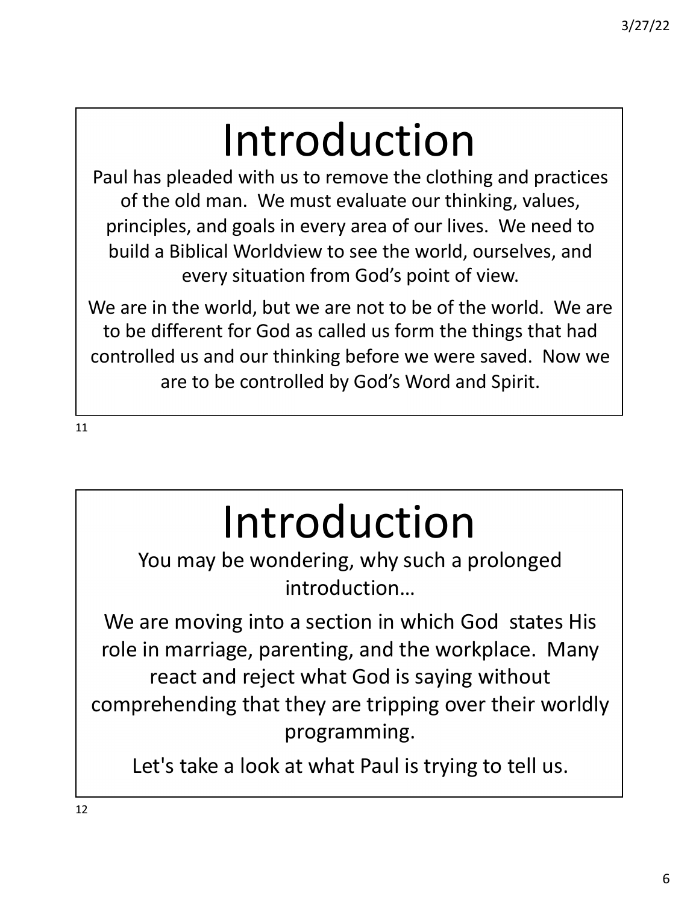# Introduction

Paul has pleaded with us to remove the clothing and practices of the old man. We must evaluate our thinking, values, principles, and goals in every area of our lives. We need to build a Biblical Worldview to see the world, ourselves, and every situation from God's point of view.

We are in the world, but we are not to be of the world. We are to be different for God as called us form the things that had controlled us and our thinking before we were saved. Now we are to be controlled by God's Word and Spirit.

# Introduction

You may be wondering, why such a prolonged introduction…

We are moving into a section in which God states His role in marriage, parenting, and the workplace. Many react and reject what God is saying without comprehending that they are tripping over their worldly programming.

Let's take a look at what Paul is trying to tell us.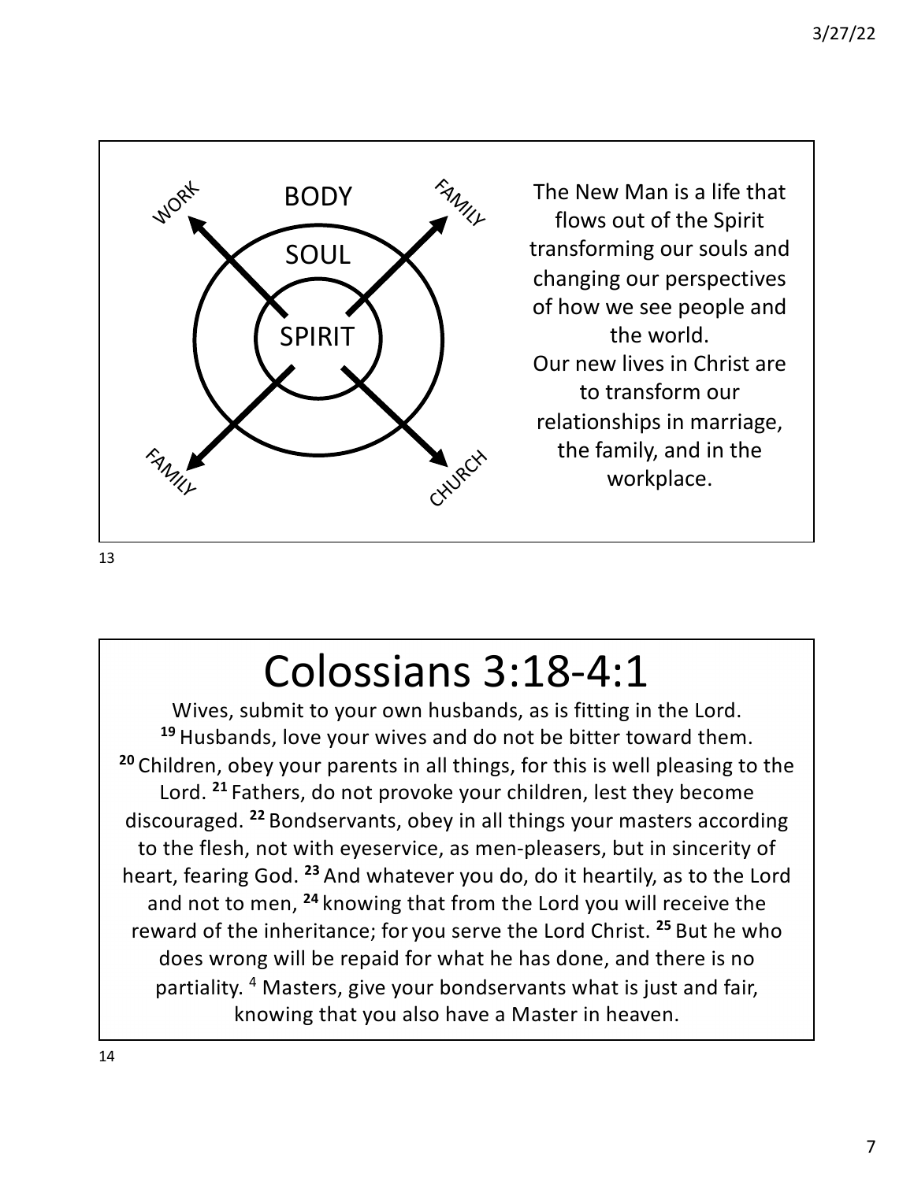BODY

SOUL

SPIRIT

WORK

FAMILY

FAMILY

CHURCH

The New Man is a life that flows out of the Spirit transforming our souls and changing our perspectives of how we see people and the world.
Our new lives in Christ are to transform our relationships in marriage, the family, and in the workplace.

# Colossians 3:18-4:1

Wives, submit to your own husbands, as is fitting in the Lord. **19** Husbands, love your wives and do not be bitter toward them. **20** Children, obey your parents in all things, for this is well pleasing to the Lord. **21** Fathers, do not provoke your children, lest they become discouraged. **22** Bondservants, obey in all things your masters according to the flesh, not with eyeservice, as men-pleasers, but in sincerity of heart, fearing God. **23** And whatever you do, do it heartily, as to the Lord and not to men, **24** knowing that from the Lord you will receive the reward of the inheritance; for you serve the Lord Christ. **25** But he who does wrong will be repaid for what he has done, and there is no partiality. 4 Masters, give your bondservants what is just and fair, knowing that you also have a Master in heaven.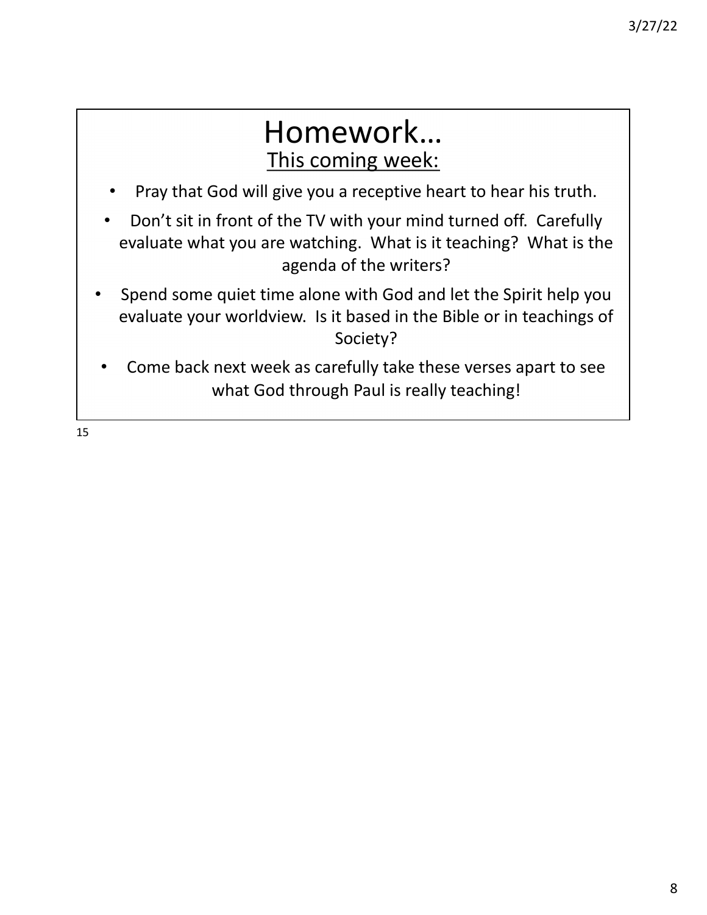# Homework…

## This coming week:

- Pray that God will give you a receptive heart to hear his truth.
- Don't sit in front of the TV with your mind turned off. Carefully evaluate what you are watching. What is it teaching? What is the agenda of the writers?
- Spend some quiet time alone with God and let the Spirit help you evaluate your worldview. Is it based in the Bible or in teachings of Society?
- Come back next week as carefully take these verses apart to see what God through Paul is really teaching!

15